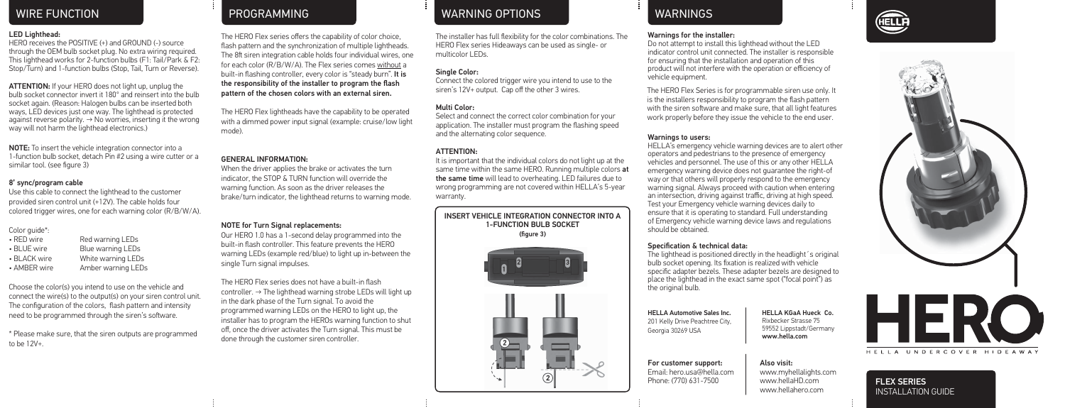## WIRE FUNCTION

**LED Lighthead:**
HERO receives the POSITIVE (+) and GROUND (-) source through the OEM bulb socket plug. No extra wiring required. This lighthead works for 2-function bulbs (F1: Tail/Park & F2: Stop/Turn) and 1-function bulbs (Stop, Tail, Turn or Reverse).

**ATTENTION:** If your HERO does not light up, unplug the bulb socket connector invert it 180° and reinsert into the bulb socket again. (Reason: Halogen bulbs can be inserted both ways, LED devices just one way. The lighthead is protected against reverse polarity. → No worries, inserting it the wrong way will not harm the lighthead electronics.)

**NOTE:** To insert the vehicle integration connector into a 1-function bulb socket, detach Pin #2 using a wire cutter or a similar tool. (see figure 3)

**8' sync/program cable**
Use this cable to connect the lighthead to the customer provided siren control unit (+12V). The cable holds four colored trigger wires, one for each warning color (R/B/W/A).

Color guide*:

| | |
|---|---|
| • RED wire | Red warning LEDs |
| • BLUE wire | Blue warning LEDs |
| • BLACK wire | White warning LEDs |
| • AMBER wire | Amber warning LEDs |

Choose the color(s) you intend to use on the vehicle and connect the wire(s) to the output(s) on your siren control unit. The configuration of the colors, flash pattern and intensity need to be programmed through the siren's software.

* Please make sure, that the siren outputs are programmed to be 12V+.

## PROGRAMMING

The HERO Flex series offers the capability of color choice, flash pattern and the synchronization of multiple lightheads. The 8ft siren integration cable holds four individual wires, one for each color (R/B/W/A). The Flex series comes without a built-in flashing controller, every color is "steady burn". **It is the responsibility of the installer to program the flash pattern of the chosen colors with an external siren.**

The HERO Flex lightheads have the capability to be operated with a dimmed power input signal (example: cruise/low light mode).

**GENERAL INFORMATION:**
When the driver applies the brake or activates the turn indicator, the STOP & TURN function will override the warning function. As soon as the driver releases the brake/turn indicator, the lighthead returns to warning mode.

**NOTE for Turn Signal replacements:**
Our HERO 1.0 has a 1-second delay programmed into the built-in flash controller. This feature prevents the HERO warning LEDs (example red/blue) to light up in-between the single Turn signal impulses.

The HERO Flex series does not have a built-in flash controller. → The lighthead warning strobe LEDs will light up in the dark phase of the Turn signal. To avoid the programmed warning LEDs on the HERO to light up, the installer has to program the HEROs warning function to shut off, once the driver activates the Turn signal. This must be done through the customer siren controller.

## WARNING OPTIONS

The installer has full flexibility for the color combinations. The HERO Flex series Hideaways can be used as single- or multicolor LEDs.

**Single Color:**
Connect the colored trigger wire you intend to use to the siren's 12V+ output. Cap off the other 3 wires.

**Multi Color:**
Select and connect the correct color combination for your application. The installer must program the flashing speed and the alternating color sequence.

**ATTENTION:**
It is important that the individual colors do not light up at the same time within the same HERO. Running multiple colors **at the same time** will lead to overheating. LED failures due to wrong programming are not covered within HELLA's 5-year warranty.

**INSERT VEHICLE INTEGRATION CONNECTOR INTO A 1-FUNCTION BULB SOCKET**
**(figure 3)**

## WARNINGS

**Warnings for the installer:**
Do not attempt to install this lighthead without the LED indicator control unit connected. The installer is responsible for ensuring that the installation and operation of this product will not interfere with the operation or efficiency of vehicle equipment.

The HERO Flex Series is for programmable siren use only. It is the installers responsibility to program the flash pattern with the siren software and make sure, that all light features work properly before they issue the vehicle to the end user.

**Warnings to users:**
HELLA's emergency vehicle warning devices are to alert other operators and pedestrians to the presence of emergency vehicles and personnel. The use of this or any other HELLA emergency warning device does not guarantee the right-of way or that others will properly respond to the emergency warning signal. Always proceed with caution when entering an intersection, driving against traffic, driving at high speed. Test your Emergency vehicle warning devices daily to ensure that it is operating to standard. Full understanding of Emergency vehicle warning device laws and regulations should be obtained.

**Specification & technical data:**
The lighthead is positioned directly in the headlight´s original bulb socket opening. Its fixation is realized with vehicle specific adapter bezels. These adapter bezels are designed to place the lighthead in the exact same spot ("focal point") as the original bulb.

**HELLA Automotive Sales Inc.**
201 Kelly Drive Peachtree City,
Georgia 30269 USA

**HELLA KGaA Hueck Co.**
Rixbecker Strasse 75
59552 Lippstadt/Germany
**www.hella.com**

**For customer support:**
Email: hero.usa@hella.com
Phone: (770) 631-7500

**Also visit:**
www.myhellalights.com
www.hellaHD.com
www.hellahero.com

# HERO
HELLA UNDERCOVER HIDEAWAY

**FLEX SERIES**
INSTALLATION GUIDE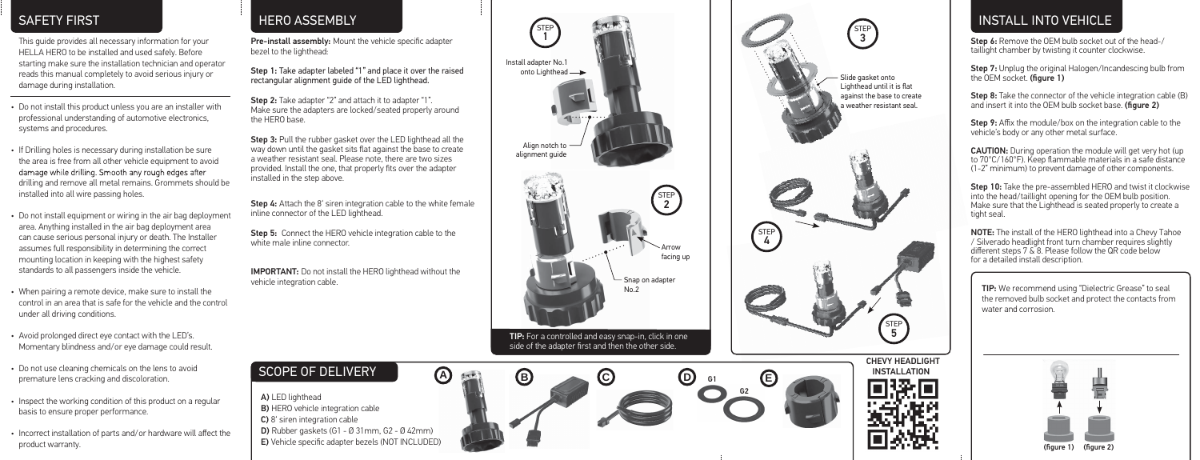## SAFETY FIRST

This guide provides all necessary information for your HELLA HERO to be installed and used safely. Before starting make sure the installation technician and operator reads this manual completely to avoid serious injury or damage during installation.

- Do not install this product unless you are an installer with professional understanding of automotive electronics, systems and procedures.
- If Drilling holes is necessary during installation be sure the area is free from all other vehicle equipment to avoid damage while drilling. Smooth any rough edges after drilling and remove all metal remains. Grommets should be installed into all wire passing holes.
- Do not install equipment or wiring in the air bag deployment area. Anything installed in the air bag deployment area can cause serious personal injury or death. The Installer assumes full responsibility in determining the correct mounting location in keeping with the highest safety standards to all passengers inside the vehicle.
- When pairing a remote device, make sure to install the control in an area that is safe for the vehicle and the control under all driving conditions.
- Avoid prolonged direct eye contact with the LED's. Momentary blindness and/or eye damage could result.
- Do not use cleaning chemicals on the lens to avoid premature lens cracking and discoloration.
- Inspect the working condition of this product on a regular basis to ensure proper performance.
- Incorrect installation of parts and/or hardware will affect the product warranty.

## HERO ASSEMBLY

**Pre-install assembly:** Mount the vehicle specific adapter bezel to the lighthead:

**Step 1:** Take adapter labeled "1" and place it over the raised rectangular alignment guide of the LED lighthead.

**Step 2:** Take adapter "2" and attach it to adapter "1". Make sure the adapters are locked/seated properly around the HERO base.

**Step 3:** Pull the rubber gasket over the LED lighthead all the way down until the gasket sits flat against the base to create a weather resistant seal. Please note, there are two sizes provided. Install the one, that properly fits over the adapter installed in the step above.

**Step 4:** Attach the 8' siren integration cable to the white female inline connector of the LED lighthead.

**Step 5:** Connect the HERO vehicle integration cable to the white male inline connector.

**IMPORTANT:** Do not install the HERO lighthead without the vehicle integration cable.

STEP 1

Install adapter No.1 onto Lighthead

Align notch to alignment guide

STEP 2

Arrow facing up

Snap on adapter No.2

**TIP:** For a controlled and easy snap-in, click in one side of the adapter first and then the other side.

STEP 3

Slide gasket onto Lighthead until it is flat against the base to create a weather resistant seal.

STEP 4

STEP 5

## SCOPE OF DELIVERY

A) LED lighthead
B) HERO vehicle integration cable
C) 8' siren integration cable
D) Rubber gaskets (G1 - Ø 31mm, G2 - Ø 42mm)
E) Vehicle specific adapter bezels (NOT INCLUDED)

A B C D G1 G2 E

CHEVY HEADLIGHT INSTALLATION

## INSTALL INTO VEHICLE

**Step 6:** Remove the OEM bulb socket out of the head-/taillight chamber by twisting it counter clockwise.

**Step 7:** Unplug the original Halogen/Incandescing bulb from the OEM socket. **(figure 1)**

**Step 8:** Take the connector of the vehicle integration cable (B) and insert it into the OEM bulb socket base. **(figure 2)**

**Step 9:** Affix the module/box on the integration cable to the vehicle's body or any other metal surface.

**CAUTION:** During operation the module will get very hot (up to 70°C/160°F). Keep flammable materials in a safe distance (1-2" minimum) to prevent damage of other components.

**Step 10:** Take the pre-assembled HERO and twist it clockwise into the head/taillight opening for the OEM bulb position. Make sure that the Lighthead is seated properly to create a tight seal.

**NOTE:** The install of the HERO lighthead into a Chevy Tahoe / Silverado headlight front turn chamber requires slightly different steps 7 & 8. Please follow the QR code below for a detailed install description.

**TIP:** We recommend using "Dielectric Grease" to seal the removed bulb socket and protect the contacts from water and corrosion.

(figure 1) (figure 2)